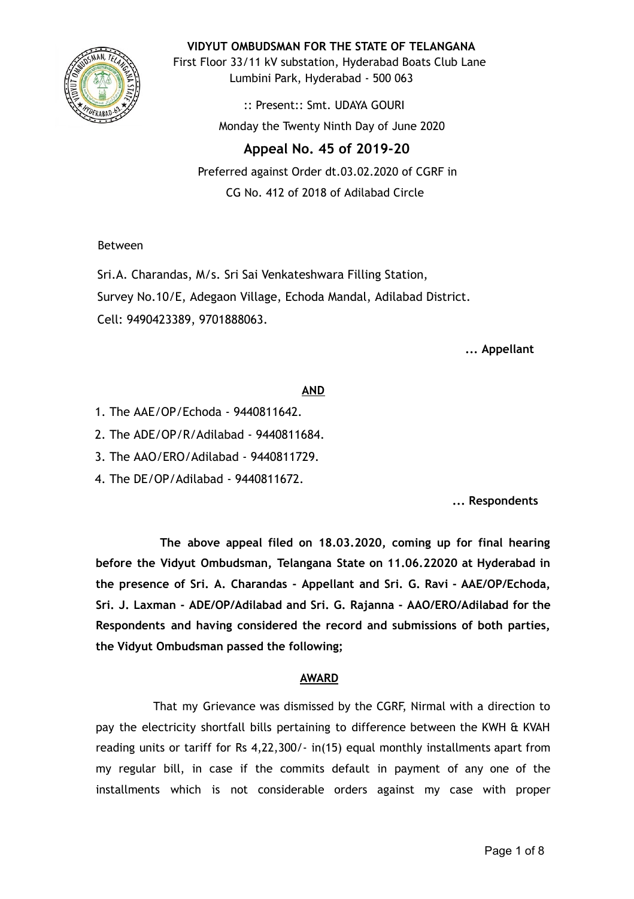**VIDYUT OMBUDSMAN FOR THE STATE OF TELANGANA**
First Floor 33/11 kV substation, Hyderabad Boats Club Lane
Lumbini Park, Hyderabad - 500 063

:: Present:: Smt. UDAYA GOURI
Monday the Twenty Ninth Day of June 2020

## Appeal No. 45 of 2019-20

Preferred against Order dt.03.02.2020 of CGRF in
CG No. 412 of 2018 of Adilabad Circle

Between

Sri.A. Charandas, M/s. Sri Sai Venkateshwara Filling Station,
Survey No.10/E, Adegaon Village, Echoda Mandal, Adilabad District.
Cell: 9490423389, 9701888063.

**... Appellant**

**AND**

1. The AAE/OP/Echoda - 9440811642.
2. The ADE/OP/R/Adilabad - 9440811684.
3. The AAO/ERO/Adilabad - 9440811729.
4. The DE/OP/Adilabad - 9440811672.

**... Respondents**

**The above appeal filed on 18.03.2020, coming up for final hearing before the Vidyut Ombudsman, Telangana State on 11.06.22020 at Hyderabad in the presence of Sri. A. Charandas - Appellant and Sri. G. Ravi - AAE/OP/Echoda, Sri. J. Laxman - ADE/OP/Adilabad and Sri. G. Rajanna - AAO/ERO/Adilabad for the Respondents and having considered the record and submissions of both parties, the Vidyut Ombudsman passed the following;**

**AWARD**

That my Grievance was dismissed by the CGRF, Nirmal with a direction to pay the electricity shortfall bills pertaining to difference between the KWH & KVAH reading units or tariff for Rs 4,22,300/- in(15) equal monthly installments apart from my regular bill, in case if the commits default in payment of any one of the installments which is not considerable orders against my case with proper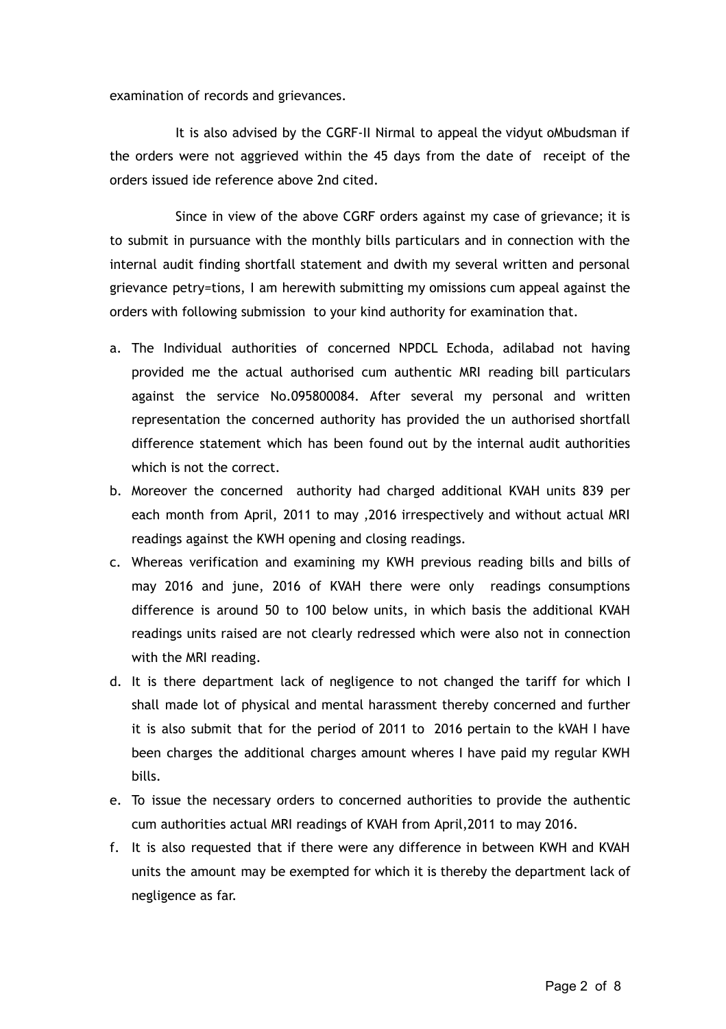examination of records and grievances.

It is also advised by the CGRF-II Nirmal to appeal the vidyut oMbudsman if the orders were not aggrieved within the 45 days from the date of receipt of the orders issued ide reference above 2nd cited.

Since in view of the above CGRF orders against my case of grievance; it is to submit in pursuance with the monthly bills particulars and in connection with the internal audit finding shortfall statement and dwith my several written and personal grievance petry=tions, I am herewith submitting my omissions cum appeal against the orders with following submission to your kind authority for examination that.

a. The Individual authorities of concerned NPDCL Echoda, adilabad not having provided me the actual authorised cum authentic MRI reading bill particulars against the service No.095800084. After several my personal and written representation the concerned authority has provided the un authorised shortfall difference statement which has been found out by the internal audit authorities which is not the correct.
b. Moreover the concerned authority had charged additional KVAH units 839 per each month from April, 2011 to may ,2016 irrespectively and without actual MRI readings against the KWH opening and closing readings.
c. Whereas verification and examining my KWH previous reading bills and bills of may 2016 and june, 2016 of KVAH there were only readings consumptions difference is around 50 to 100 below units, in which basis the additional KVAH readings units raised are not clearly redressed which were also not in connection with the MRI reading.
d. It is there department lack of negligence to not changed the tariff for which I shall made lot of physical and mental harassment thereby concerned and further it is also submit that for the period of 2011 to 2016 pertain to the kVAH I have been charges the additional charges amount wheres I have paid my regular KWH bills.
e. To issue the necessary orders to concerned authorities to provide the authentic cum authorities actual MRI readings of KVAH from April,2011 to may 2016.
f. It is also requested that if there were any difference in between KWH and KVAH units the amount may be exempted for which it is thereby the department lack of negligence as far.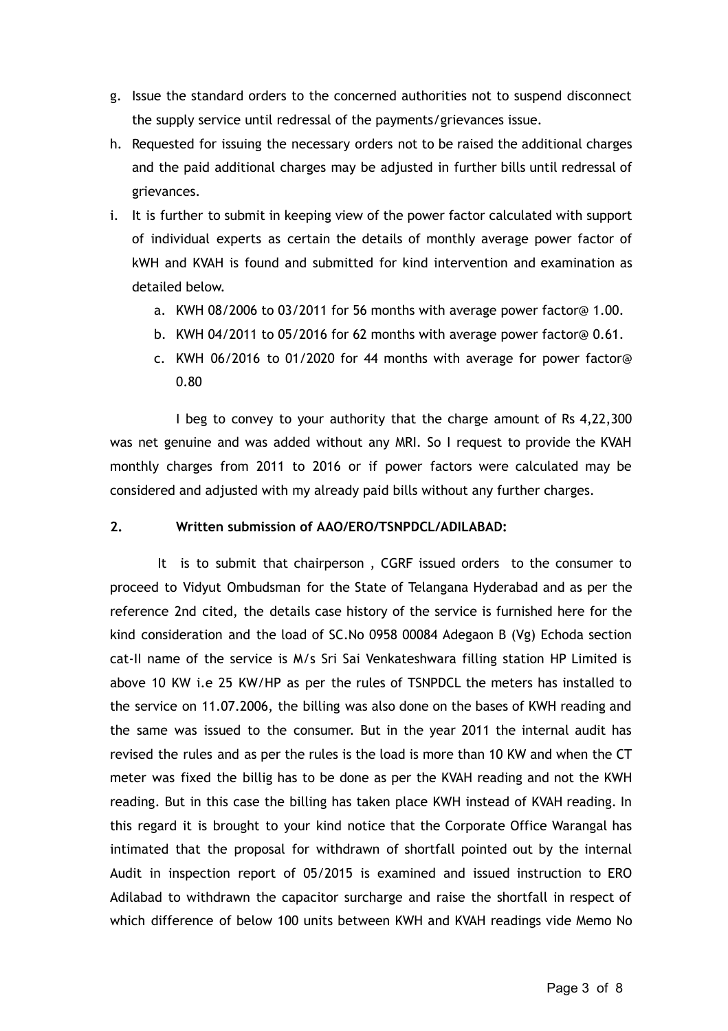g. Issue the standard orders to the concerned authorities not to suspend disconnect the supply service until redressal of the payments/grievances issue.

h. Requested for issuing the necessary orders not to be raised the additional charges and the paid additional charges may be adjusted in further bills until redressal of grievances.

i. It is further to submit in keeping view of the power factor calculated with support of individual experts as certain the details of monthly average power factor of kWH and KVAH is found and submitted for kind intervention and examination as detailed below.

   a. KWH 08/2006 to 03/2011 for 56 months with average power factor@ 1.00.

   b. KWH 04/2011 to 05/2016 for 62 months with average power factor@ 0.61.

   c. KWH 06/2016 to 01/2020 for 44 months with average for power factor@ 0.80

I beg to convey to your authority that the charge amount of Rs 4,22,300 was net genuine and was added without any MRI. So I request to provide the KVAH monthly charges from 2011 to 2016 or if power factors were calculated may be considered and adjusted with my already paid bills without any further charges.

**2. Written submission of AAO/ERO/TSNPDCL/ADILABAD:**

It is to submit that chairperson , CGRF issued orders to the consumer to proceed to Vidyut Ombudsman for the State of Telangana Hyderabad and as per the reference 2nd cited, the details case history of the service is furnished here for the kind consideration and the load of SC.No 0958 00084 Adegaon B (Vg) Echoda section cat-II name of the service is M/s Sri Sai Venkateshwara filling station HP Limited is above 10 KW i.e 25 KW/HP as per the rules of TSNPDCL the meters has installed to the service on 11.07.2006, the billing was also done on the bases of KWH reading and the same was issued to the consumer. But in the year 2011 the internal audit has revised the rules and as per the rules is the load is more than 10 KW and when the CT meter was fixed the billig has to be done as per the KVAH reading and not the KWH reading. But in this case the billing has taken place KWH instead of KVAH reading. In this regard it is brought to your kind notice that the Corporate Office Warangal has intimated that the proposal for withdrawn of shortfall pointed out by the internal Audit in inspection report of 05/2015 is examined and issued instruction to ERO Adilabad to withdrawn the capacitor surcharge and raise the shortfall in respect of which difference of below 100 units between KWH and KVAH readings vide Memo No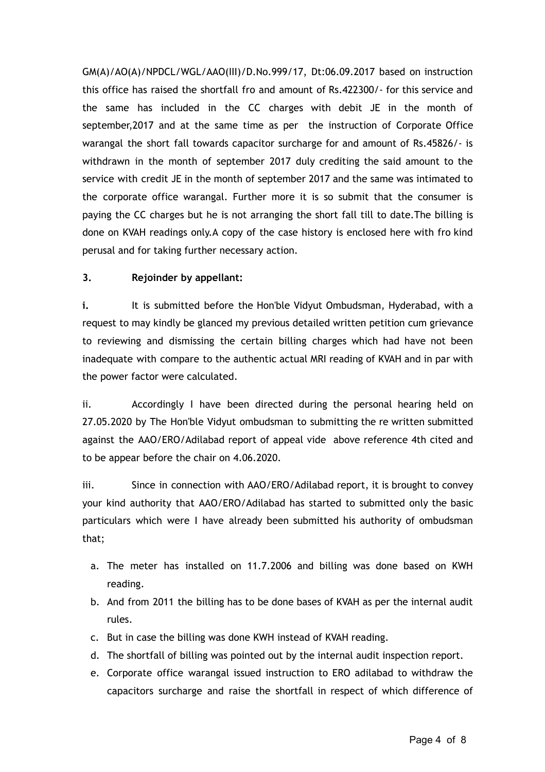GM(A)/AO(A)/NPDCL/WGL/AAO(III)/D.No.999/17, Dt:06.09.2017 based on instruction this office has raised the shortfall fro and amount of Rs.422300/- for this service and the same has included in the CC charges with debit JE in the month of september,2017 and at the same time as per the instruction of Corporate Office warangal the short fall towards capacitor surcharge for and amount of Rs.45826/- is withdrawn in the month of september 2017 duly crediting the said amount to the service with credit JE in the month of september 2017 and the same was intimated to the corporate office warangal. Further more it is so submit that the consumer is paying the CC charges but he is not arranging the short fall till to date.The billing is done on KVAH readings only.A copy of the case history is enclosed here with fro kind perusal and for taking further necessary action.

**3. Rejoinder by appellant:**

**i.** It is submitted before the Hon'ble Vidyut Ombudsman, Hyderabad, with a request to may kindly be glanced my previous detailed written petition cum grievance to reviewing and dismissing the certain billing charges which had have not been inadequate with compare to the authentic actual MRI reading of KVAH and in par with the power factor were calculated.

ii. Accordingly I have been directed during the personal hearing held on 27.05.2020 by The Hon'ble Vidyut ombudsman to submitting the re written submitted against the AAO/ERO/Adilabad report of appeal vide above reference 4th cited and to be appear before the chair on 4.06.2020.

iii. Since in connection with AAO/ERO/Adilabad report, it is brought to convey your kind authority that AAO/ERO/Adilabad has started to submitted only the basic particulars which were I have already been submitted his authority of ombudsman that;

a. The meter has installed on 11.7.2006 and billing was done based on KWH reading.
b. And from 2011 the billing has to be done bases of KVAH as per the internal audit rules.
c. But in case the billing was done KWH instead of KVAH reading.
d. The shortfall of billing was pointed out by the internal audit inspection report.
e. Corporate office warangal issued instruction to ERO adilabad to withdraw the capacitors surcharge and raise the shortfall in respect of which difference of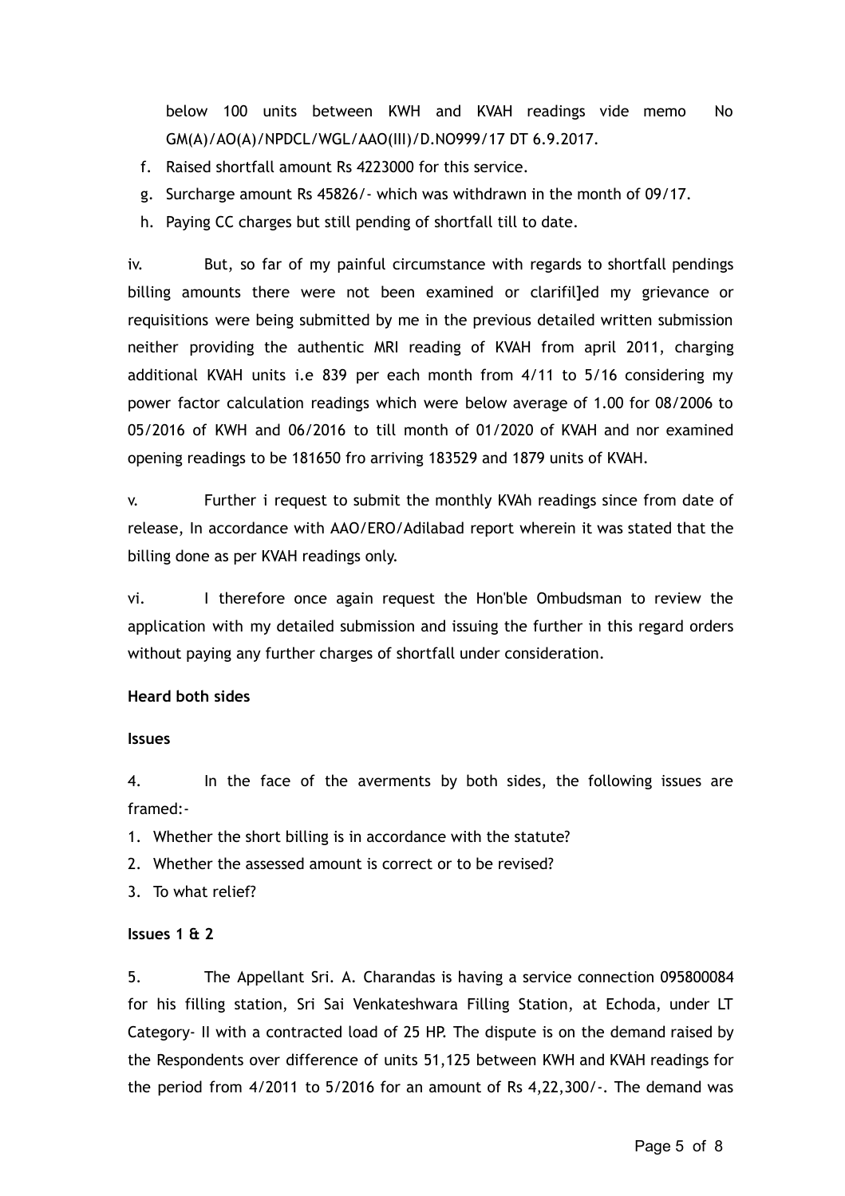below 100 units between KWH and KVAH readings vide memo No GM(A)/AO(A)/NPDCL/WGL/AAO(III)/D.NO999/17 DT 6.9.2017.

f. Raised shortfall amount Rs 4223000 for this service.
g. Surcharge amount Rs 45826/- which was withdrawn in the month of 09/17.
h. Paying CC charges but still pending of shortfall till to date.

iv. But, so far of my painful circumstance with regards to shortfall pendings billing amounts there were not been examined or clarifil]ed my grievance or requisitions were being submitted by me in the previous detailed written submission neither providing the authentic MRI reading of KVAH from april 2011, charging additional KVAH units i.e 839 per each month from 4/11 to 5/16 considering my power factor calculation readings which were below average of 1.00 for 08/2006 to 05/2016 of KWH and 06/2016 to till month of 01/2020 of KVAH and nor examined opening readings to be 181650 fro arriving 183529 and 1879 units of KVAH.

v. Further i request to submit the monthly KVAh readings since from date of release, In accordance with AAO/ERO/Adilabad report wherein it was stated that the billing done as per KVAH readings only.

vi. I therefore once again request the Hon'ble Ombudsman to review the application with my detailed submission and issuing the further in this regard orders without paying any further charges of shortfall under consideration.

**Heard both sides**

**Issues**

4. In the face of the averments by both sides, the following issues are framed:-

1. Whether the short billing is in accordance with the statute?
2. Whether the assessed amount is correct or to be revised?
3. To what relief?

**Issues 1 & 2**

5. The Appellant Sri. A. Charandas is having a service connection 095800084 for his filling station, Sri Sai Venkateshwara Filling Station, at Echoda, under LT Category- II with a contracted load of 25 HP. The dispute is on the demand raised by the Respondents over difference of units 51,125 between KWH and KVAH readings for the period from 4/2011 to 5/2016 for an amount of Rs 4,22,300/-. The demand was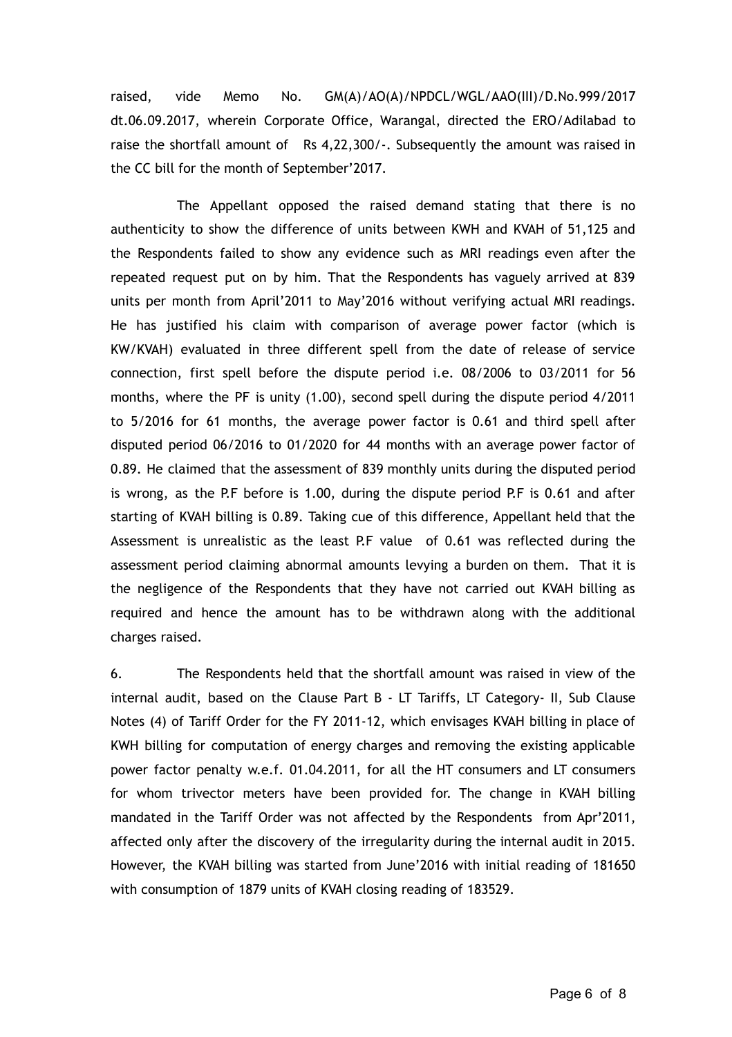raised, vide Memo No. GM(A)/AO(A)/NPDCL/WGL/AAO(III)/D.No.999/2017 dt.06.09.2017, wherein Corporate Office, Warangal, directed the ERO/Adilabad to raise the shortfall amount of Rs 4,22,300/-. Subsequently the amount was raised in the CC bill for the month of September'2017.

The Appellant opposed the raised demand stating that there is no authenticity to show the difference of units between KWH and KVAH of 51,125 and the Respondents failed to show any evidence such as MRI readings even after the repeated request put on by him. That the Respondents has vaguely arrived at 839 units per month from April'2011 to May'2016 without verifying actual MRI readings. He has justified his claim with comparison of average power factor (which is KW/KVAH) evaluated in three different spell from the date of release of service connection, first spell before the dispute period i.e. 08/2006 to 03/2011 for 56 months, where the PF is unity (1.00), second spell during the dispute period 4/2011 to 5/2016 for 61 months, the average power factor is 0.61 and third spell after disputed period 06/2016 to 01/2020 for 44 months with an average power factor of 0.89. He claimed that the assessment of 839 monthly units during the disputed period is wrong, as the P.F before is 1.00, during the dispute period P.F is 0.61 and after starting of KVAH billing is 0.89. Taking cue of this difference, Appellant held that the Assessment is unrealistic as the least P.F value of 0.61 was reflected during the assessment period claiming abnormal amounts levying a burden on them. That it is the negligence of the Respondents that they have not carried out KVAH billing as required and hence the amount has to be withdrawn along with the additional charges raised.

6. The Respondents held that the shortfall amount was raised in view of the internal audit, based on the Clause Part B - LT Tariffs, LT Category- II, Sub Clause Notes (4) of Tariff Order for the FY 2011-12, which envisages KVAH billing in place of KWH billing for computation of energy charges and removing the existing applicable power factor penalty w.e.f. 01.04.2011, for all the HT consumers and LT consumers for whom trivector meters have been provided for. The change in KVAH billing mandated in the Tariff Order was not affected by the Respondents from Apr'2011, affected only after the discovery of the irregularity during the internal audit in 2015. However, the KVAH billing was started from June'2016 with initial reading of 181650 with consumption of 1879 units of KVAH closing reading of 183529.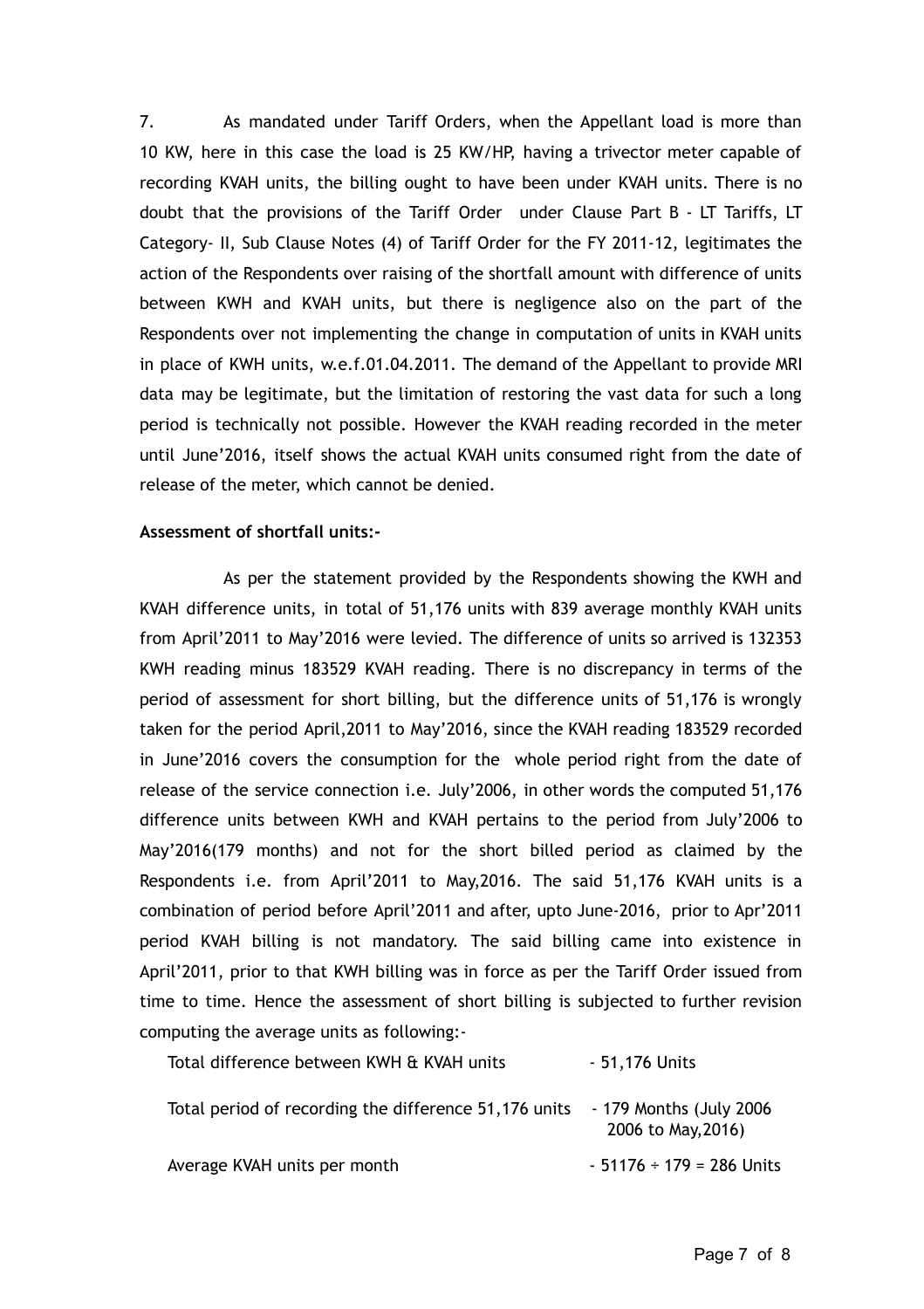7. As mandated under Tariff Orders, when the Appellant load is more than 10 KW, here in this case the load is 25 KW/HP, having a trivector meter capable of recording KVAH units, the billing ought to have been under KVAH units. There is no doubt that the provisions of the Tariff Order under Clause Part B - LT Tariffs, LT Category- II, Sub Clause Notes (4) of Tariff Order for the FY 2011-12, legitimates the action of the Respondents over raising of the shortfall amount with difference of units between KWH and KVAH units, but there is negligence also on the part of the Respondents over not implementing the change in computation of units in KVAH units in place of KWH units, w.e.f.01.04.2011. The demand of the Appellant to provide MRI data may be legitimate, but the limitation of restoring the vast data for such a long period is technically not possible. However the KVAH reading recorded in the meter until June'2016, itself shows the actual KVAH units consumed right from the date of release of the meter, which cannot be denied.

**Assessment of shortfall units:-**

As per the statement provided by the Respondents showing the KWH and KVAH difference units, in total of 51,176 units with 839 average monthly KVAH units from April'2011 to May'2016 were levied. The difference of units so arrived is 132353 KWH reading minus 183529 KVAH reading. There is no discrepancy in terms of the period of assessment for short billing, but the difference units of 51,176 is wrongly taken for the period April,2011 to May'2016, since the KVAH reading 183529 recorded in June'2016 covers the consumption for the whole period right from the date of release of the service connection i.e. July'2006, in other words the computed 51,176 difference units between KWH and KVAH pertains to the period from July'2006 to May'2016(179 months) and not for the short billed period as claimed by the Respondents i.e. from April'2011 to May,2016. The said 51,176 KVAH units is a combination of period before April'2011 and after, upto June-2016, prior to Apr'2011 period KVAH billing is not mandatory. The said billing came into existence in April'2011, prior to that KWH billing was in force as per the Tariff Order issued from time to time. Hence the assessment of short billing is subjected to further revision computing the average units as following:-

| | |
|---|---|
| Total difference between KWH & KVAH units | - 51,176 Units |
| Total period of recording the difference 51,176 units | - 179 Months (July 2006 2006 to May,2016) |
| Average KVAH units per month | - 51176 ÷ 179 = 286 Units |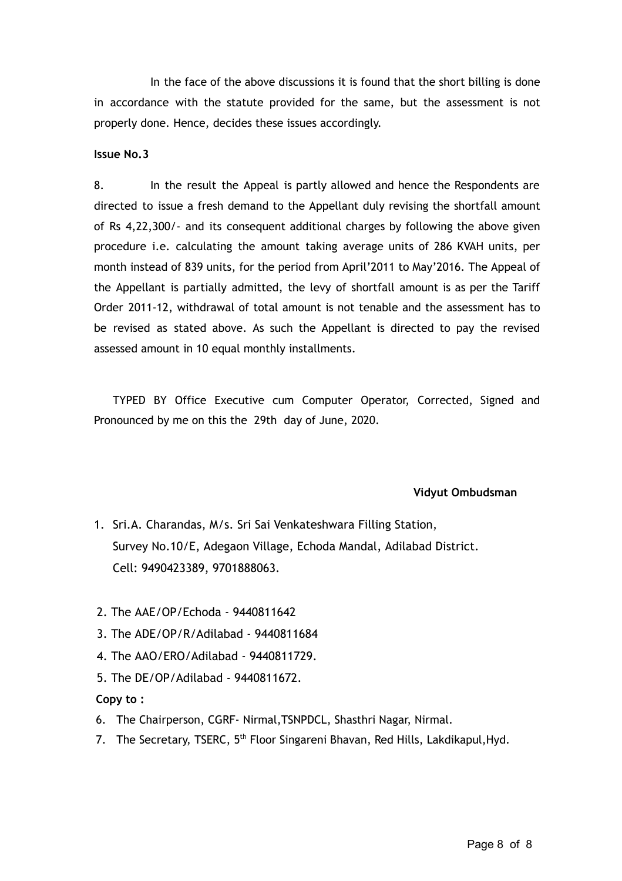In the face of the above discussions it is found that the short billing is done in accordance with the statute provided for the same, but the assessment is not properly done. Hence, decides these issues accordingly.

**Issue No.3**

8. In the result the Appeal is partly allowed and hence the Respondents are directed to issue a fresh demand to the Appellant duly revising the shortfall amount of Rs 4,22,300/- and its consequent additional charges by following the above given procedure i.e. calculating the amount taking average units of 286 KVAH units, per month instead of 839 units, for the period from April'2011 to May'2016. The Appeal of the Appellant is partially admitted, the levy of shortfall amount is as per the Tariff Order 2011-12, withdrawal of total amount is not tenable and the assessment has to be revised as stated above. As such the Appellant is directed to pay the revised assessed amount in 10 equal monthly installments.

TYPED BY Office Executive cum Computer Operator, Corrected, Signed and Pronounced by me on this the 29th day of June, 2020.

**Vidyut Ombudsman**

1. Sri.A. Charandas, M/s. Sri Sai Venkateshwara Filling Station,
   Survey No.10/E, Adegaon Village, Echoda Mandal, Adilabad District.
   Cell: 9490423389, 9701888063.

2. The AAE/OP/Echoda - 9440811642
3. The ADE/OP/R/Adilabad - 9440811684
4. The AAO/ERO/Adilabad - 9440811729.
5. The DE/OP/Adilabad - 9440811672.

**Copy to :**

6. The Chairperson, CGRF- Nirmal,TSNPDCL, Shasthri Nagar, Nirmal.
7. The Secretary, TSERC, 5th Floor Singareni Bhavan, Red Hills, Lakdikapul,Hyd.